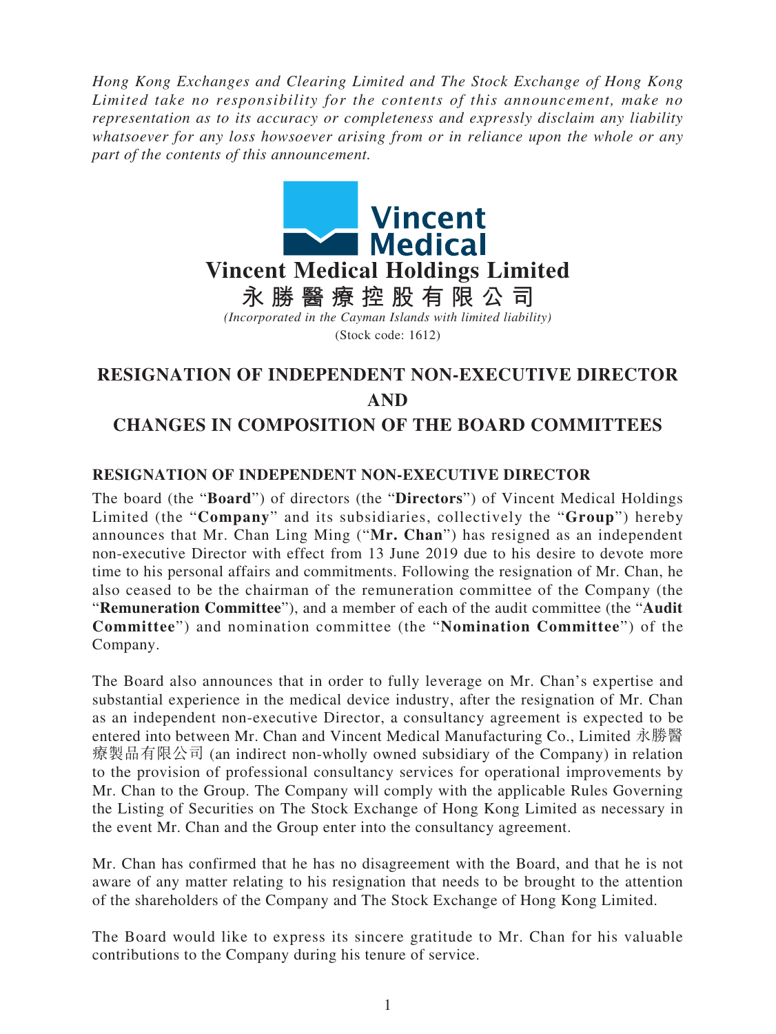*Hong Kong Exchanges and Clearing Limited and The Stock Exchange of Hong Kong Limited take no responsibility for the contents of this announcement, make no representation as to its accuracy or completeness and expressly disclaim any liability whatsoever for any loss howsoever arising from or in reliance upon the whole or any part of the contents of this announcement.*

**Vincent Medical**

# Vincent Medical Holdings Limited

# 永勝醫療控股有限公司

*(Incorporated in the Cayman Islands with limited liability)*

(Stock code: 1612)

## RESIGNATION OF INDEPENDENT NON-EXECUTIVE DIRECTOR AND CHANGES IN COMPOSITION OF THE BOARD COMMITTEES

### RESIGNATION OF INDEPENDENT NON-EXECUTIVE DIRECTOR

The board (the "**Board**") of directors (the "**Directors**") of Vincent Medical Holdings Limited (the "**Company**" and its subsidiaries, collectively the "**Group**") hereby announces that Mr. Chan Ling Ming ("**Mr. Chan**") has resigned as an independent non-executive Director with effect from 13 June 2019 due to his desire to devote more time to his personal affairs and commitments. Following the resignation of Mr. Chan, he also ceased to be the chairman of the remuneration committee of the Company (the "**Remuneration Committee**"), and a member of each of the audit committee (the "**Audit Committee**") and nomination committee (the "**Nomination Committee**") of the Company.

The Board also announces that in order to fully leverage on Mr. Chan's expertise and substantial experience in the medical device industry, after the resignation of Mr. Chan as an independent non-executive Director, a consultancy agreement is expected to be entered into between Mr. Chan and Vincent Medical Manufacturing Co., Limited 永勝醫療製品有限公司 (an indirect non-wholly owned subsidiary of the Company) in relation to the provision of professional consultancy services for operational improvements by Mr. Chan to the Group. The Company will comply with the applicable Rules Governing the Listing of Securities on The Stock Exchange of Hong Kong Limited as necessary in the event Mr. Chan and the Group enter into the consultancy agreement.

Mr. Chan has confirmed that he has no disagreement with the Board, and that he is not aware of any matter relating to his resignation that needs to be brought to the attention of the shareholders of the Company and The Stock Exchange of Hong Kong Limited.

The Board would like to express its sincere gratitude to Mr. Chan for his valuable contributions to the Company during his tenure of service.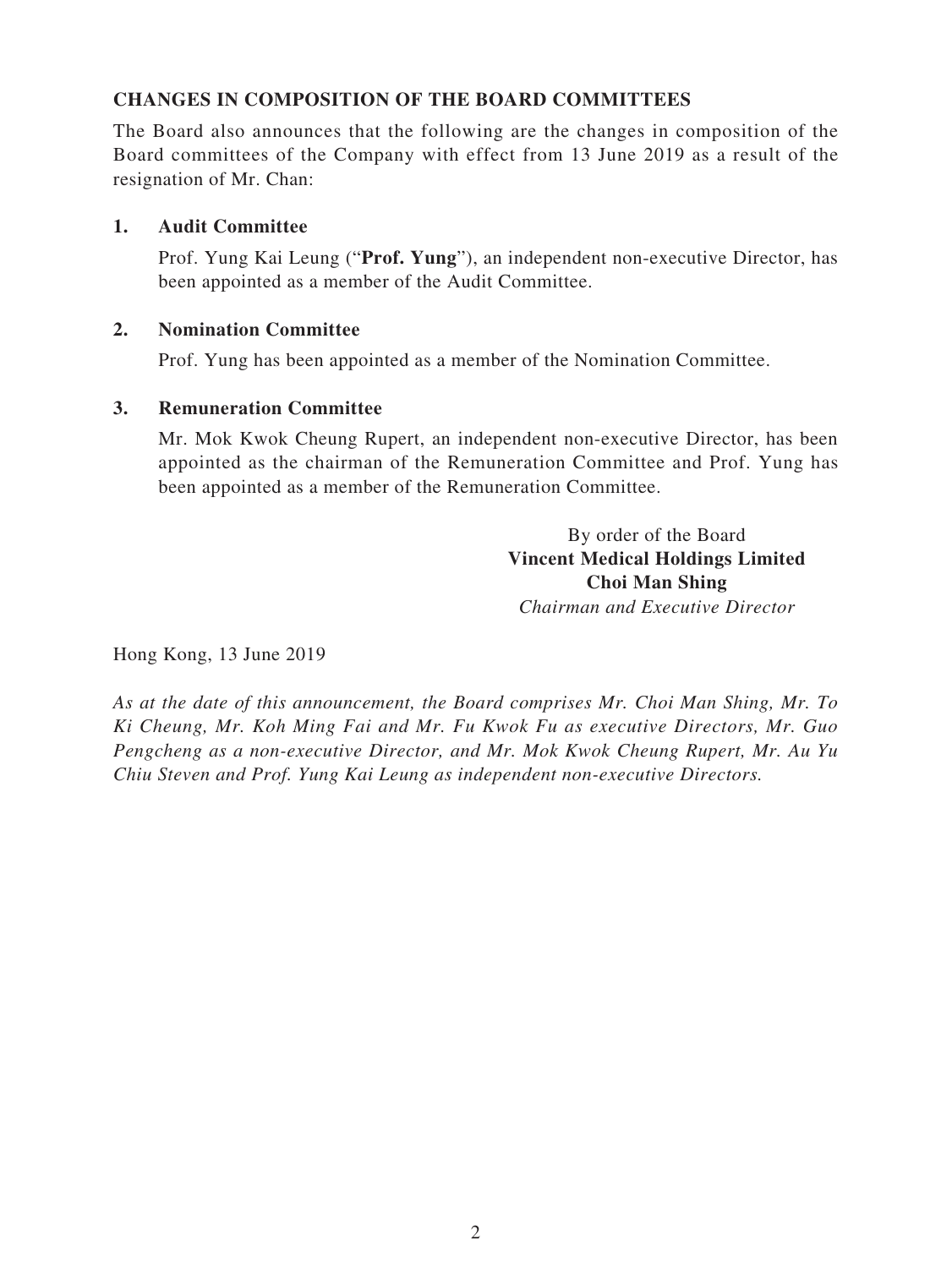## CHANGES IN COMPOSITION OF THE BOARD COMMITTEES

The Board also announces that the following are the changes in composition of the Board committees of the Company with effect from 13 June 2019 as a result of the resignation of Mr. Chan:

1. **Audit Committee**

   Prof. Yung Kai Leung ("**Prof. Yung**"), an independent non-executive Director, has been appointed as a member of the Audit Committee.

2. **Nomination Committee**

   Prof. Yung has been appointed as a member of the Nomination Committee.

3. **Remuneration Committee**

   Mr. Mok Kwok Cheung Rupert, an independent non-executive Director, has been appointed as the chairman of the Remuneration Committee and Prof. Yung has been appointed as a member of the Remuneration Committee.

By order of the Board
**Vincent Medical Holdings Limited**
**Choi Man Shing**
*Chairman and Executive Director*

Hong Kong, 13 June 2019

*As at the date of this announcement, the Board comprises Mr. Choi Man Shing, Mr. To Ki Cheung, Mr. Koh Ming Fai and Mr. Fu Kwok Fu as executive Directors, Mr. Guo Pengcheng as a non-executive Director, and Mr. Mok Kwok Cheung Rupert, Mr. Au Yu Chiu Steven and Prof. Yung Kai Leung as independent non-executive Directors.*